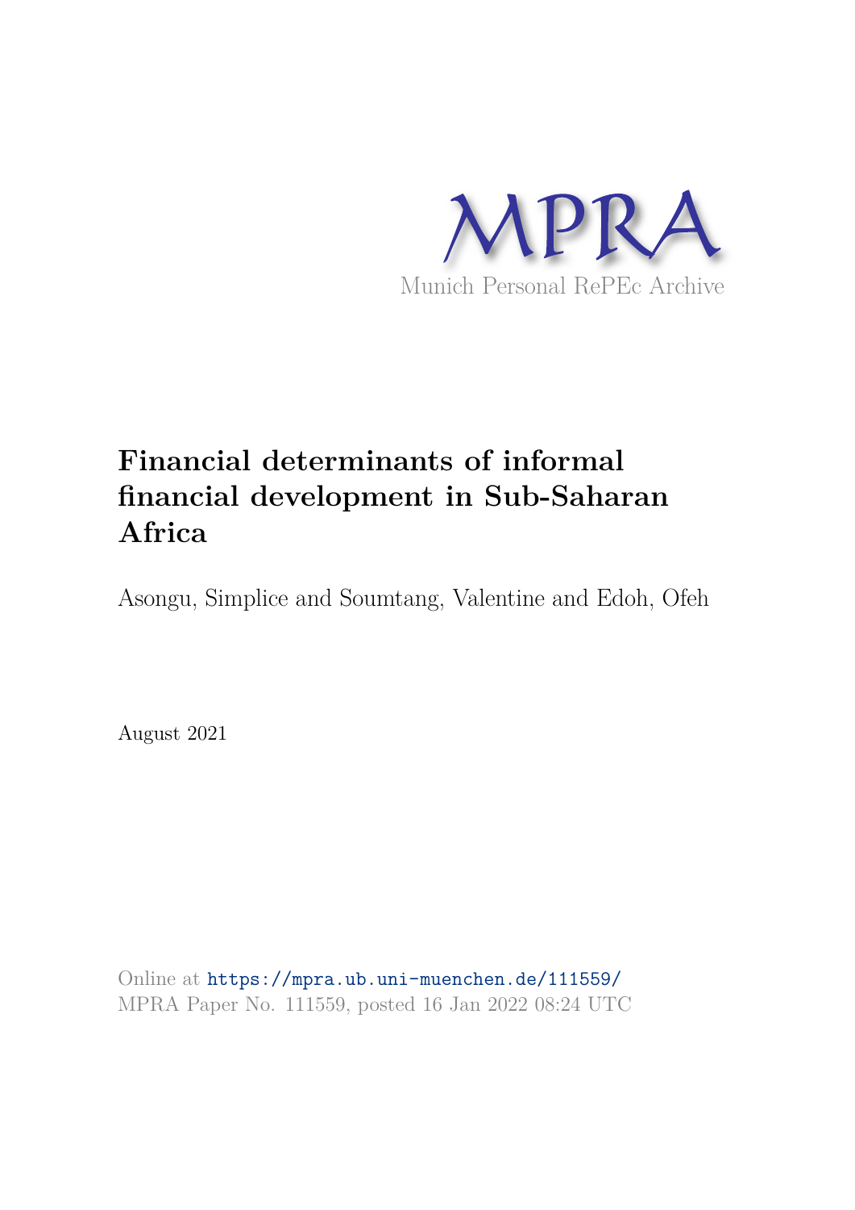MPRA

Munich Personal RePEc Archive

# Financial determinants of informal financial development in Sub-Saharan Africa

Asongu, Simplice and Soumtang, Valentine and Edoh, Ofeh

August 2021

Online at https://mpra.ub.uni-muenchen.de/111559/
MPRA Paper No. 111559, posted 16 Jan 2022 08:24 UTC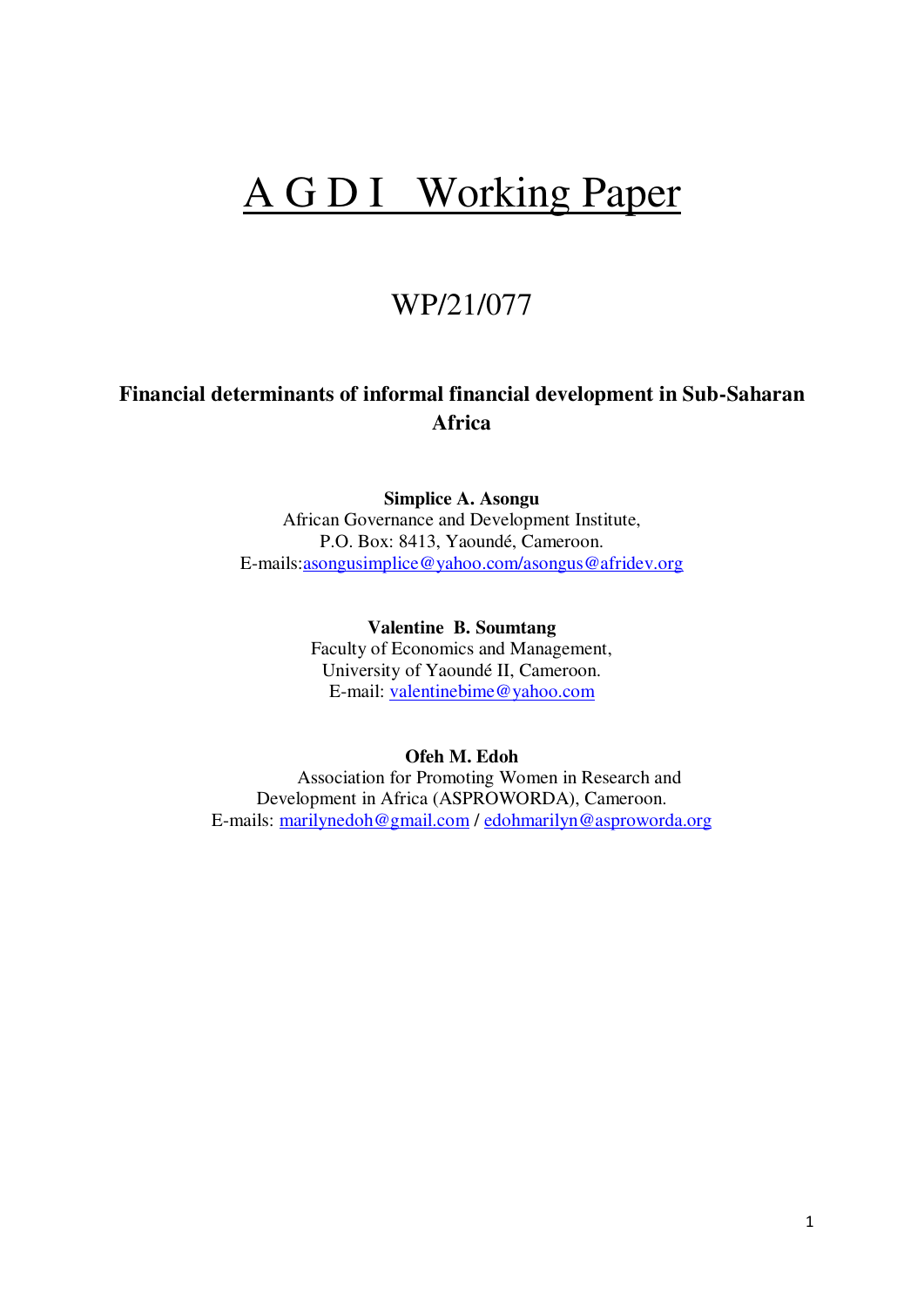# A G D I Working Paper

## WP/21/077

**Financial determinants of informal financial development in Sub-Saharan Africa**

**Simplice A. Asongu**
African Governance and Development Institute,
P.O. Box: 8413, Yaoundé, Cameroon.
E-mails:asongusimplice@yahoo.com/asongus@afridev.org

**Valentine B. Soumtang**
Faculty of Economics and Management,
University of Yaoundé II, Cameroon.
E-mail: valentinebime@yahoo.com

**Ofeh M. Edoh**
Association for Promoting Women in Research and Development in Africa (ASPROWORDA), Cameroon.
E-mails: marilynedoh@gmail.com / edohmarilyn@asproworda.org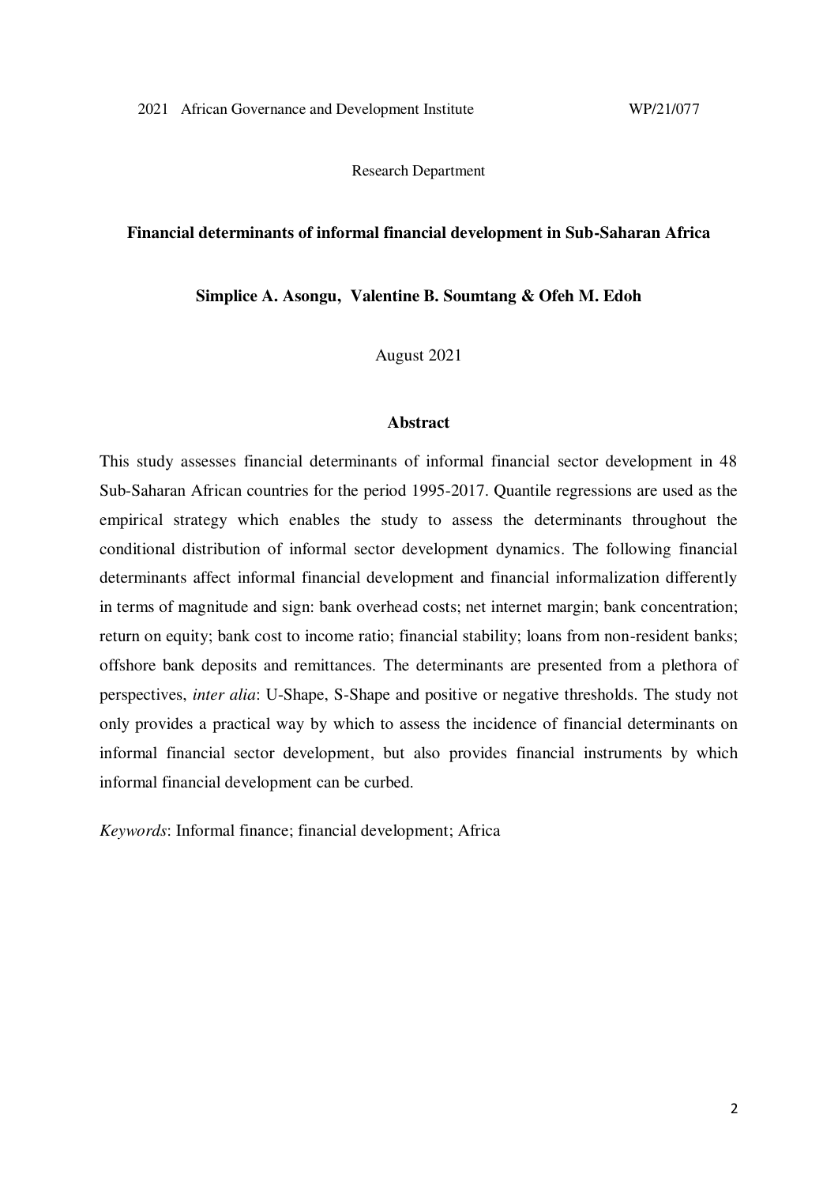2021 African Governance and Development Institute WP/21/077

Research Department

**Financial determinants of informal financial development in Sub-Saharan Africa**

**Simplice A. Asongu, Valentine B. Soumtang & Ofeh M. Edoh**

August 2021

**Abstract**

This study assesses financial determinants of informal financial sector development in 48 Sub-Saharan African countries for the period 1995-2017. Quantile regressions are used as the empirical strategy which enables the study to assess the determinants throughout the conditional distribution of informal sector development dynamics. The following financial determinants affect informal financial development and financial informalization differently in terms of magnitude and sign: bank overhead costs; net internet margin; bank concentration; return on equity; bank cost to income ratio; financial stability; loans from non-resident banks; offshore bank deposits and remittances. The determinants are presented from a plethora of perspectives, *inter alia*: U-Shape, S-Shape and positive or negative thresholds. The study not only provides a practical way by which to assess the incidence of financial determinants on informal financial sector development, but also provides financial instruments by which informal financial development can be curbed.

*Keywords*: Informal finance; financial development; Africa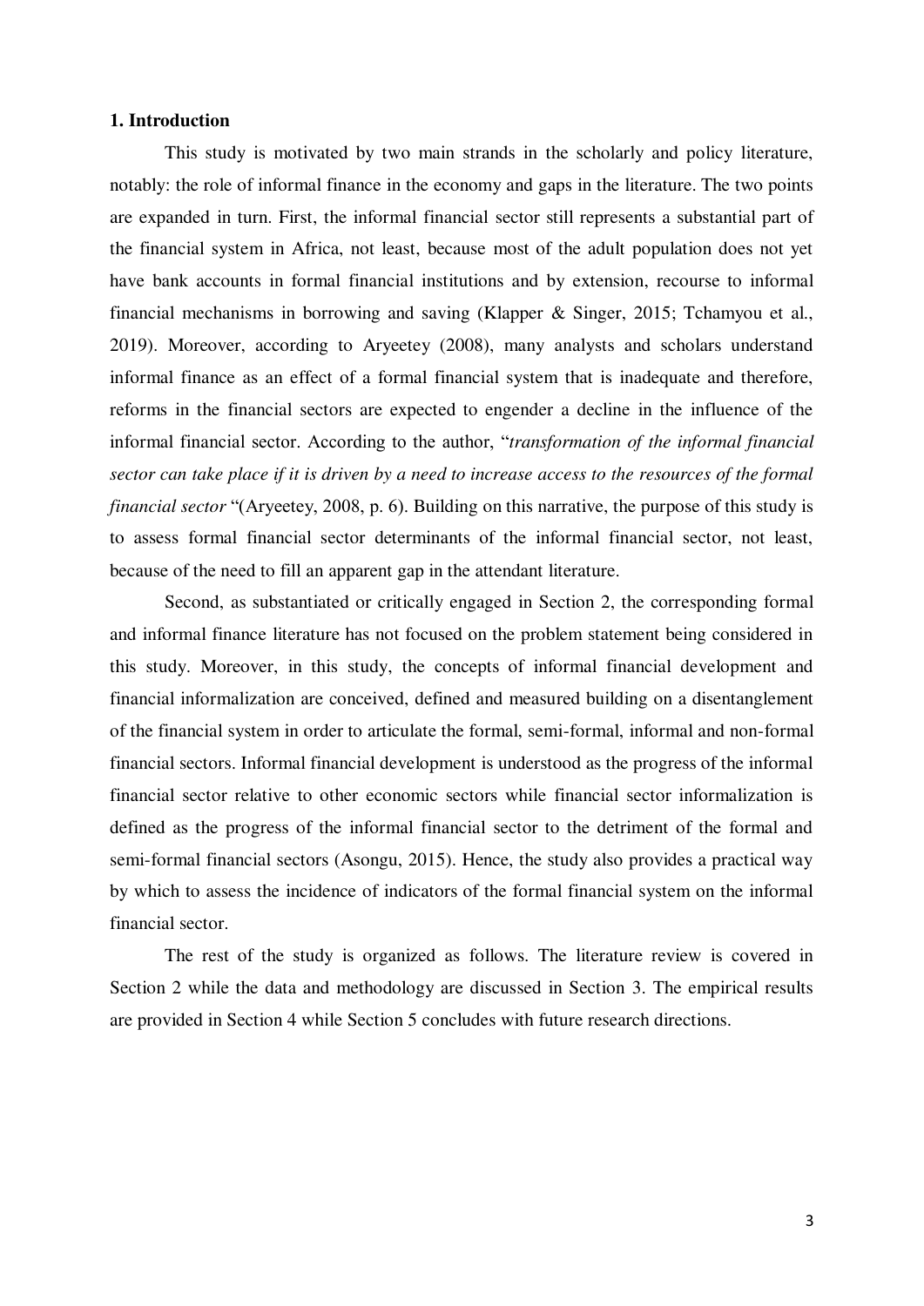## 1. Introduction

This study is motivated by two main strands in the scholarly and policy literature, notably: the role of informal finance in the economy and gaps in the literature. The two points are expanded in turn. First, the informal financial sector still represents a substantial part of the financial system in Africa, not least, because most of the adult population does not yet have bank accounts in formal financial institutions and by extension, recourse to informal financial mechanisms in borrowing and saving (Klapper & Singer, 2015; Tchamyou et al., 2019). Moreover, according to Aryeetey (2008), many analysts and scholars understand informal finance as an effect of a formal financial system that is inadequate and therefore, reforms in the financial sectors are expected to engender a decline in the influence of the informal financial sector. According to the author, "*transformation of the informal financial sector can take place if it is driven by a need to increase access to the resources of the formal financial sector* "(Aryeetey, 2008, p. 6). Building on this narrative, the purpose of this study is to assess formal financial sector determinants of the informal financial sector, not least, because of the need to fill an apparent gap in the attendant literature.

Second, as substantiated or critically engaged in Section 2, the corresponding formal and informal finance literature has not focused on the problem statement being considered in this study. Moreover, in this study, the concepts of informal financial development and financial informalization are conceived, defined and measured building on a disentanglement of the financial system in order to articulate the formal, semi-formal, informal and non-formal financial sectors. Informal financial development is understood as the progress of the informal financial sector relative to other economic sectors while financial sector informalization is defined as the progress of the informal financial sector to the detriment of the formal and semi-formal financial sectors (Asongu, 2015). Hence, the study also provides a practical way by which to assess the incidence of indicators of the formal financial system on the informal financial sector.

The rest of the study is organized as follows. The literature review is covered in Section 2 while the data and methodology are discussed in Section 3. The empirical results are provided in Section 4 while Section 5 concludes with future research directions.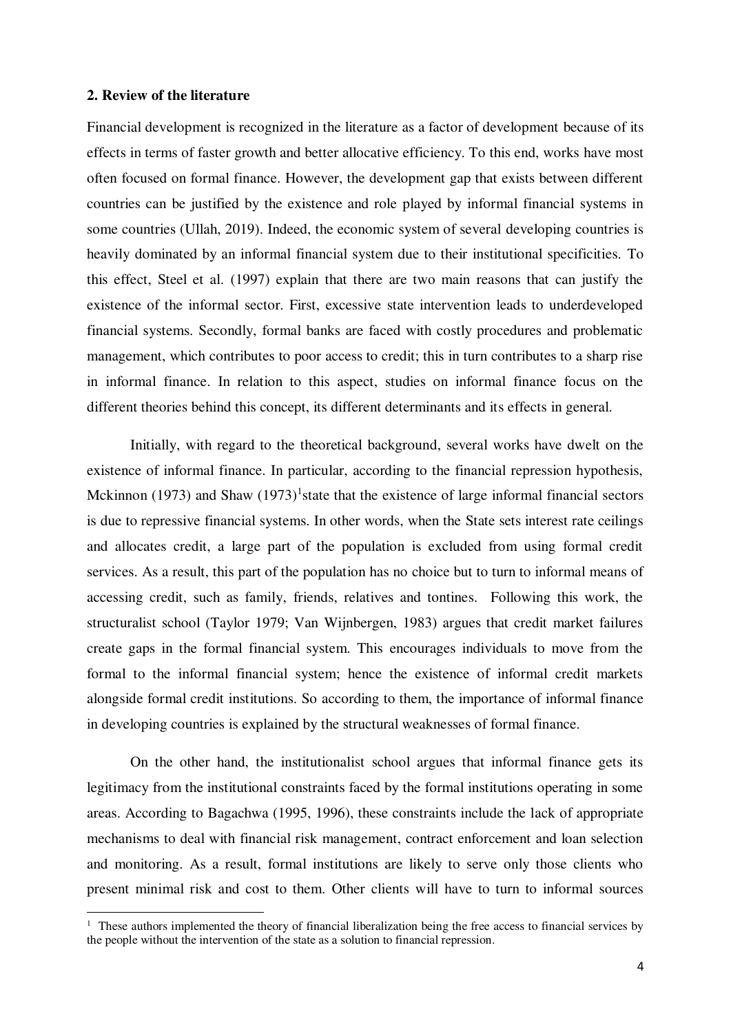## 2. Review of the literature

Financial development is recognized in the literature as a factor of development because of its effects in terms of faster growth and better allocative efficiency. To this end, works have most often focused on formal finance. However, the development gap that exists between different countries can be justified by the existence and role played by informal financial systems in some countries (Ullah, 2019). Indeed, the economic system of several developing countries is heavily dominated by an informal financial system due to their institutional specificities. To this effect, Steel et al. (1997) explain that there are two main reasons that can justify the existence of the informal sector. First, excessive state intervention leads to underdeveloped financial systems. Secondly, formal banks are faced with costly procedures and problematic management, which contributes to poor access to credit; this in turn contributes to a sharp rise in informal finance. In relation to this aspect, studies on informal finance focus on the different theories behind this concept, its different determinants and its effects in general.

Initially, with regard to the theoretical background, several works have dwelt on the existence of informal finance. In particular, according to the financial repression hypothesis, Mckinnon (1973) and Shaw (1973)[1]state that the existence of large informal financial sectors is due to repressive financial systems. In other words, when the State sets interest rate ceilings and allocates credit, a large part of the population is excluded from using formal credit services. As a result, this part of the population has no choice but to turn to informal means of accessing credit, such as family, friends, relatives and tontines. Following this work, the structuralist school (Taylor 1979; Van Wijnbergen, 1983) argues that credit market failures create gaps in the formal financial system. This encourages individuals to move from the formal to the informal financial system; hence the existence of informal credit markets alongside formal credit institutions. So according to them, the importance of informal finance in developing countries is explained by the structural weaknesses of formal finance.

On the other hand, the institutionalist school argues that informal finance gets its legitimacy from the institutional constraints faced by the formal institutions operating in some areas. According to Bagachwa (1995, 1996), these constraints include the lack of appropriate mechanisms to deal with financial risk management, contract enforcement and loan selection and monitoring. As a result, formal institutions are likely to serve only those clients who present minimal risk and cost to them. Other clients will have to turn to informal sources

[1] These authors implemented the theory of financial liberalization being the free access to financial services by the people without the intervention of the state as a solution to financial repression.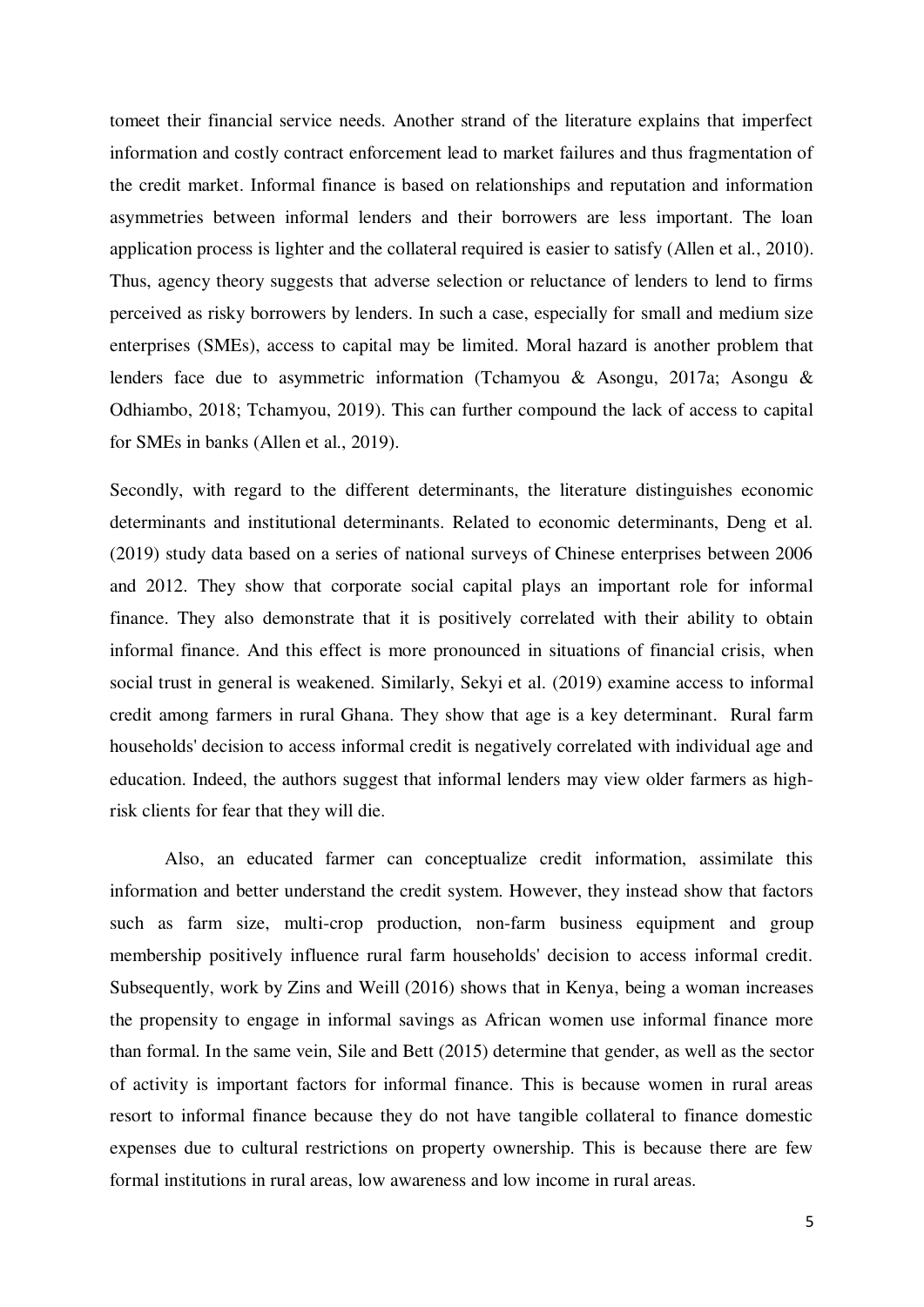tomeet their financial service needs. Another strand of the literature explains that imperfect information and costly contract enforcement lead to market failures and thus fragmentation of the credit market. Informal finance is based on relationships and reputation and information asymmetries between informal lenders and their borrowers are less important. The loan application process is lighter and the collateral required is easier to satisfy (Allen et al., 2010). Thus, agency theory suggests that adverse selection or reluctance of lenders to lend to firms perceived as risky borrowers by lenders. In such a case, especially for small and medium size enterprises (SMEs), access to capital may be limited. Moral hazard is another problem that lenders face due to asymmetric information (Tchamyou & Asongu, 2017a; Asongu & Odhiambo, 2018; Tchamyou, 2019). This can further compound the lack of access to capital for SMEs in banks (Allen et al., 2019).

Secondly, with regard to the different determinants, the literature distinguishes economic determinants and institutional determinants. Related to economic determinants, Deng et al. (2019) study data based on a series of national surveys of Chinese enterprises between 2006 and 2012. They show that corporate social capital plays an important role for informal finance. They also demonstrate that it is positively correlated with their ability to obtain informal finance. And this effect is more pronounced in situations of financial crisis, when social trust in general is weakened. Similarly, Sekyi et al. (2019) examine access to informal credit among farmers in rural Ghana. They show that age is a key determinant. Rural farm households' decision to access informal credit is negatively correlated with individual age and education. Indeed, the authors suggest that informal lenders may view older farmers as high-risk clients for fear that they will die.

Also, an educated farmer can conceptualize credit information, assimilate this information and better understand the credit system. However, they instead show that factors such as farm size, multi-crop production, non-farm business equipment and group membership positively influence rural farm households' decision to access informal credit. Subsequently, work by Zins and Weill (2016) shows that in Kenya, being a woman increases the propensity to engage in informal savings as African women use informal finance more than formal. In the same vein, Sile and Bett (2015) determine that gender, as well as the sector of activity is important factors for informal finance. This is because women in rural areas resort to informal finance because they do not have tangible collateral to finance domestic expenses due to cultural restrictions on property ownership. This is because there are few formal institutions in rural areas, low awareness and low income in rural areas.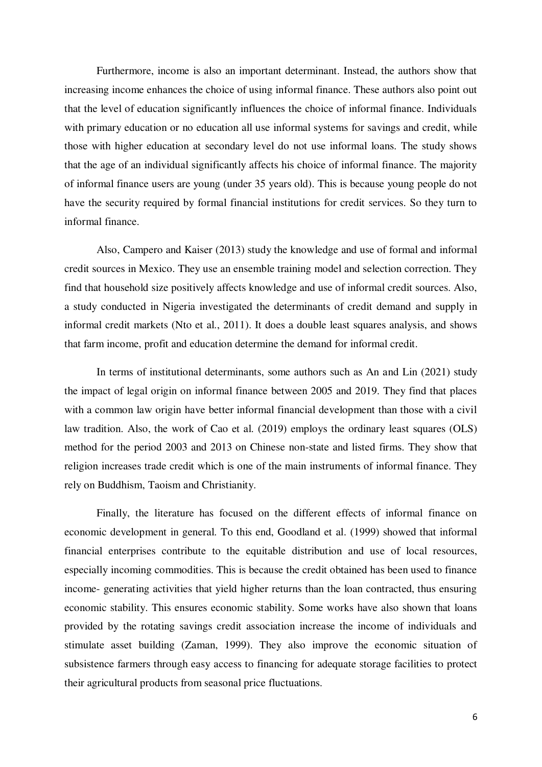Furthermore, income is also an important determinant. Instead, the authors show that increasing income enhances the choice of using informal finance. These authors also point out that the level of education significantly influences the choice of informal finance. Individuals with primary education or no education all use informal systems for savings and credit, while those with higher education at secondary level do not use informal loans. The study shows that the age of an individual significantly affects his choice of informal finance. The majority of informal finance users are young (under 35 years old). This is because young people do not have the security required by formal financial institutions for credit services. So they turn to informal finance.

Also, Campero and Kaiser (2013) study the knowledge and use of formal and informal credit sources in Mexico. They use an ensemble training model and selection correction. They find that household size positively affects knowledge and use of informal credit sources. Also, a study conducted in Nigeria investigated the determinants of credit demand and supply in informal credit markets (Nto et al., 2011). It does a double least squares analysis, and shows that farm income, profit and education determine the demand for informal credit.

In terms of institutional determinants, some authors such as An and Lin (2021) study the impact of legal origin on informal finance between 2005 and 2019. They find that places with a common law origin have better informal financial development than those with a civil law tradition. Also, the work of Cao et al. (2019) employs the ordinary least squares (OLS) method for the period 2003 and 2013 on Chinese non-state and listed firms. They show that religion increases trade credit which is one of the main instruments of informal finance. They rely on Buddhism, Taoism and Christianity.

Finally, the literature has focused on the different effects of informal finance on economic development in general. To this end, Goodland et al. (1999) showed that informal financial enterprises contribute to the equitable distribution and use of local resources, especially incoming commodities. This is because the credit obtained has been used to finance income- generating activities that yield higher returns than the loan contracted, thus ensuring economic stability. This ensures economic stability. Some works have also shown that loans provided by the rotating savings credit association increase the income of individuals and stimulate asset building (Zaman, 1999). They also improve the economic situation of subsistence farmers through easy access to financing for adequate storage facilities to protect their agricultural products from seasonal price fluctuations.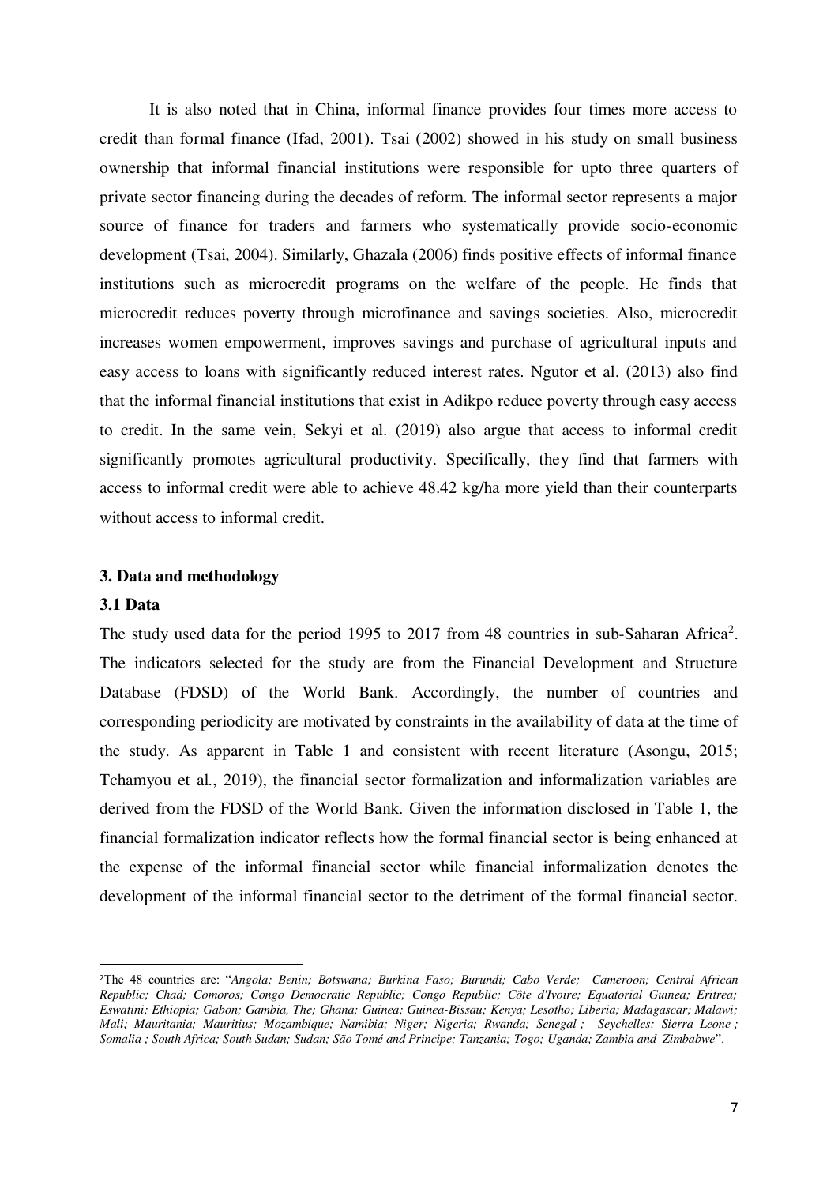It is also noted that in China, informal finance provides four times more access to credit than formal finance (Ifad, 2001). Tsai (2002) showed in his study on small business ownership that informal financial institutions were responsible for upto three quarters of private sector financing during the decades of reform. The informal sector represents a major source of finance for traders and farmers who systematically provide socio-economic development (Tsai, 2004). Similarly, Ghazala (2006) finds positive effects of informal finance institutions such as microcredit programs on the welfare of the people. He finds that microcredit reduces poverty through microfinance and savings societies. Also, microcredit increases women empowerment, improves savings and purchase of agricultural inputs and easy access to loans with significantly reduced interest rates. Ngutor et al. (2013) also find that the informal financial institutions that exist in Adikpo reduce poverty through easy access to credit. In the same vein, Sekyi et al. (2019) also argue that access to informal credit significantly promotes agricultural productivity. Specifically, they find that farmers with access to informal credit were able to achieve 48.42 kg/ha more yield than their counterparts without access to informal credit.

## 3. Data and methodology

### 3.1 Data

The study used data for the period 1995 to 2017 from 48 countries in sub-Saharan Africa[2]. The indicators selected for the study are from the Financial Development and Structure Database (FDSD) of the World Bank. Accordingly, the number of countries and corresponding periodicity are motivated by constraints in the availability of data at the time of the study. As apparent in Table 1 and consistent with recent literature (Asongu, 2015; Tchamyou et al., 2019), the financial sector formalization and informalization variables are derived from the FDSD of the World Bank. Given the information disclosed in Table 1, the financial formalization indicator reflects how the formal financial sector is being enhanced at the expense of the informal financial sector while financial informalization denotes the development of the informal financial sector to the detriment of the formal financial sector.

---

[2]The 48 countries are: "*Angola; Benin; Botswana; Burkina Faso; Burundi; Cabo Verde; Cameroon; Central African Republic; Chad; Comoros; Congo Democratic Republic; Congo Republic; Côte d'Ivoire; Equatorial Guinea; Eritrea; Eswatini; Ethiopia; Gabon; Gambia, The; Ghana; Guinea; Guinea-Bissau; Kenya; Lesotho; Liberia; Madagascar; Malawi; Mali; Mauritania; Mauritius; Mozambique; Namibia; Niger; Nigeria; Rwanda; Senegal ; Seychelles; Sierra Leone ; Somalia ; South Africa; South Sudan; Sudan; São Tomé and Principe; Tanzania; Togo; Uganda; Zambia and Zimbabwe*".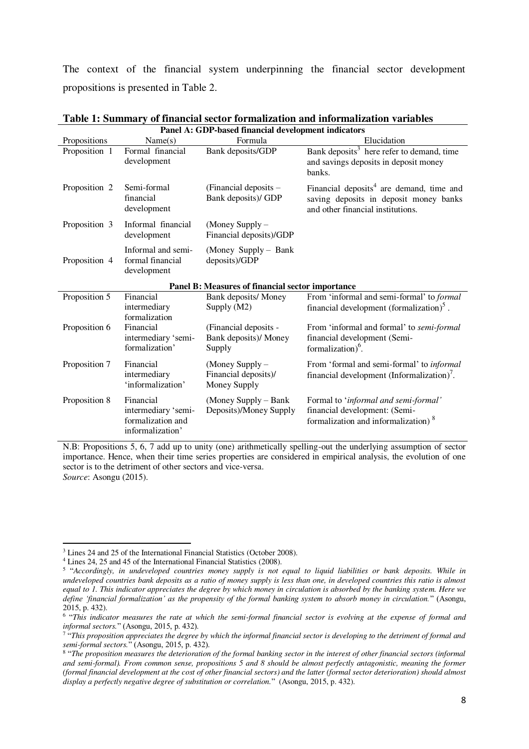The context of the financial system underpinning the financial sector development propositions is presented in Table 2.

**Table 1: Summary of financial sector formalization and informalization variables**

| Propositions | Name(s) | Formula | Elucidation |
|---|---|---|---|
| **Panel A: GDP-based financial development indicators** | | | |
| Proposition 1 | Formal financial development | Bank deposits/GDP | Bank deposits[3] here refer to demand, time and savings deposits in deposit money banks. |
| Proposition 2 | Semi-formal financial development | (Financial deposits – Bank deposits)/ GDP | Financial deposits[4] are demand, time and saving deposits in deposit money banks and other financial institutions. |
| Proposition 3 | Informal financial development | (Money Supply – Financial deposits)/GDP | |
| Proposition 4 | Informal and semi-formal financial development | (Money Supply – Bank deposits)/GDP | |
| **Panel B: Measures of financial sector importance** | | | |
| Proposition 5 | Financial intermediary formalization | Bank deposits/ Money Supply (M2) | From 'informal and semi-formal' to *formal* financial development (formalization)[5]. |
| Proposition 6 | Financial intermediary 'semi-formalization' | (Financial deposits - Bank deposits)/ Money Supply | From 'informal and formal' to *semi-formal* financial development (Semi-formalization)[6]. |
| Proposition 7 | Financial intermediary 'informalization' | (Money Supply – Financial deposits)/ Money Supply | From 'formal and semi-formal' to *informal* financial development (Informalization)[7]. |
| Proposition 8 | Financial intermediary 'semi-formalization and informalization' | (Money Supply – Bank Deposits)/Money Supply | Formal to '*informal and semi-formal'* financial development: (Semi-formalization and informalization)[8] |

N.B: Propositions 5, 6, 7 add up to unity (one) arithmetically spelling-out the underlying assumption of sector importance. Hence, when their time series properties are considered in empirical analysis, the evolution of one sector is to the detriment of other sectors and vice-versa.
*Source*: Asongu (2015).

---

[3] Lines 24 and 25 of the International Financial Statistics (October 2008).

[4] Lines 24, 25 and 45 of the International Financial Statistics (2008).

[5] "*Accordingly, in undeveloped countries money supply is not equal to liquid liabilities or bank deposits. While in undeveloped countries bank deposits as a ratio of money supply is less than one, in developed countries this ratio is almost equal to 1. This indicator appreciates the degree by which money in circulation is absorbed by the banking system. Here we define 'financial formalization' as the propensity of the formal banking system to absorb money in circulation.*" (Asongu, 2015, p. 432).

[6] "*This indicator measures the rate at which the semi-formal financial sector is evolving at the expense of formal and informal sectors.*" (Asongu, 2015, p. 432).

[7] "*This proposition appreciates the degree by which the informal financial sector is developing to the detriment of formal and semi-formal sectors.*" (Asongu, 2015, p. 432).

[8] "*The proposition measures the deterioration of the formal banking sector in the interest of other financial sectors (informal and semi-formal). From common sense, propositions 5 and 8 should be almost perfectly antagonistic, meaning the former (formal financial development at the cost of other financial sectors) and the latter (formal sector deterioration) should almost display a perfectly negative degree of substitution or correlation.*" (Asongu, 2015, p. 432).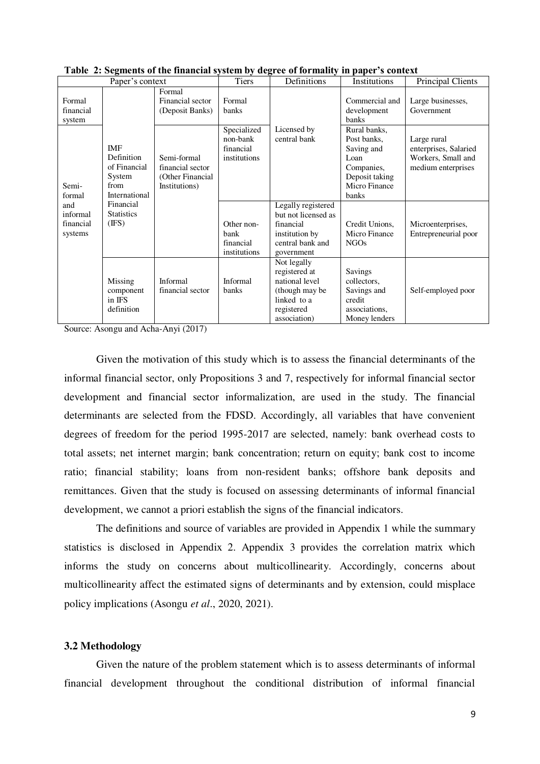**Table 2: Segments of the financial system by degree of formality in paper's context**

| Paper's context | | | Tiers | Definitions | Institutions | Principal Clients |
|---|---|---|---|---|---|---|
| Formal financial system | IMF Definition of Financial System from International Financial Statistics (IFS) | Formal Financial sector (Deposit Banks) | Formal banks | Licensed by central bank | Commercial and development banks | Large businesses, Government |
| Semi-formal and informal financial systems | | Semi-formal financial sector (Other Financial Institutions) | Specialized non-bank financial institutions | | Rural banks, Post banks, Saving and Loan Companies, Deposit taking Micro Finance banks | Large rural enterprises, Salaried Workers, Small and medium enterprises |
| | | | Other non-bank financial institutions | Legally registered but not licensed as financial institution by central bank and government | Credit Unions, Micro Finance NGOs | Microenterprises, Entrepreneurial poor |
| | Missing component in IFS definition | Informal financial sector | Informal banks | Not legally registered at national level (though may be linked to a registered association) | Savings collectors, Savings and credit associations, Money lenders | Self-employed poor |

Source: Asongu and Acha-Anyi (2017)

Given the motivation of this study which is to assess the financial determinants of the informal financial sector, only Propositions 3 and 7, respectively for informal financial sector development and financial sector informalization, are used in the study. The financial determinants are selected from the FDSD. Accordingly, all variables that have convenient degrees of freedom for the period 1995-2017 are selected, namely: bank overhead costs to total assets; net internet margin; bank concentration; return on equity; bank cost to income ratio; financial stability; loans from non-resident banks; offshore bank deposits and remittances. Given that the study is focused on assessing determinants of informal financial development, we cannot a priori establish the signs of the financial indicators.

The definitions and source of variables are provided in Appendix 1 while the summary statistics is disclosed in Appendix 2. Appendix 3 provides the correlation matrix which informs the study on concerns about multicollinearity. Accordingly, concerns about multicollinearity affect the estimated signs of determinants and by extension, could misplace policy implications (Asongu *et al*., 2020, 2021).

### 3.2 Methodology

Given the nature of the problem statement which is to assess determinants of informal financial development throughout the conditional distribution of informal financial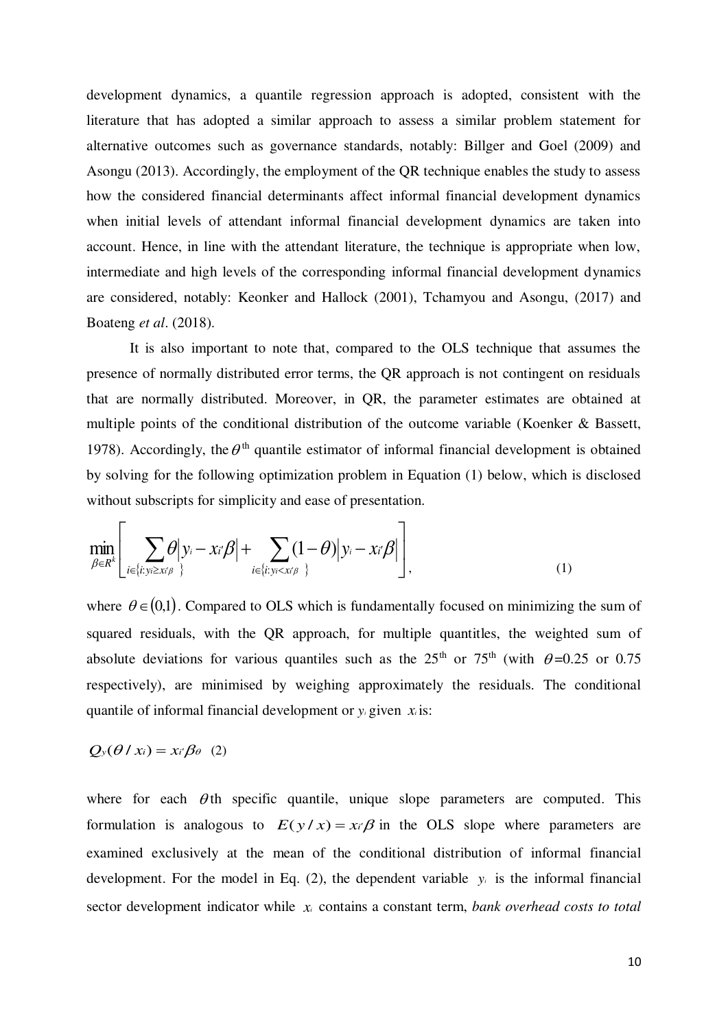development dynamics, a quantile regression approach is adopted, consistent with the literature that has adopted a similar approach to assess a similar problem statement for alternative outcomes such as governance standards, notably: Billger and Goel (2009) and Asongu (2013). Accordingly, the employment of the QR technique enables the study to assess how the considered financial determinants affect informal financial development dynamics when initial levels of attendant informal financial development dynamics are taken into account. Hence, in line with the attendant literature, the technique is appropriate when low, intermediate and high levels of the corresponding informal financial development dynamics are considered, notably: Keonker and Hallock (2001), Tchamyou and Asongu, (2017) and Boateng *et al*. (2018).

It is also important to note that, compared to the OLS technique that assumes the presence of normally distributed error terms, the QR approach is not contingent on residuals that are normally distributed. Moreover, in QR, the parameter estimates are obtained at multiple points of the conditional distribution of the outcome variable (Koenker & Bassett, 1978). Accordingly, the $\theta^{th}$ quantile estimator of informal financial development is obtained by solving for the following optimization problem in Equation (1) below, which is disclosed without subscripts for simplicity and ease of presentation.

$$\min_{\beta \in R^k} \left[ \sum_{i \in \{i: y_i \geq x_i'\beta\}} \theta \left| y_i - x_i'\beta \right| + \sum_{i \in \{i: y_i < x_i'\beta\}} (1-\theta) \left| y_i - x_i'\beta \right| \right], \quad (1)$$

where $\theta \in (0,1)$. Compared to OLS which is fundamentally focused on minimizing the sum of squared residuals, with the QR approach, for multiple quantitles, the weighted sum of absolute deviations for various quantiles such as the 25[th] or 75[th] (with $\theta$=0.25 or 0.75 respectively), are minimised by weighing approximately the residuals. The conditional quantile of informal financial development or $y_i$ given $x_i$ is:

$$Q_y(\theta / x_i) = x_i'\beta_\theta \quad (2)$$

where for each $\theta$th specific quantile, unique slope parameters are computed. This formulation is analogous to $E(y/x) = x_i'\beta$ in the OLS slope where parameters are examined exclusively at the mean of the conditional distribution of informal financial development. For the model in Eq. (2), the dependent variable $y_i$ is the informal financial sector development indicator while $x_i$ contains a constant term, *bank overhead costs to total*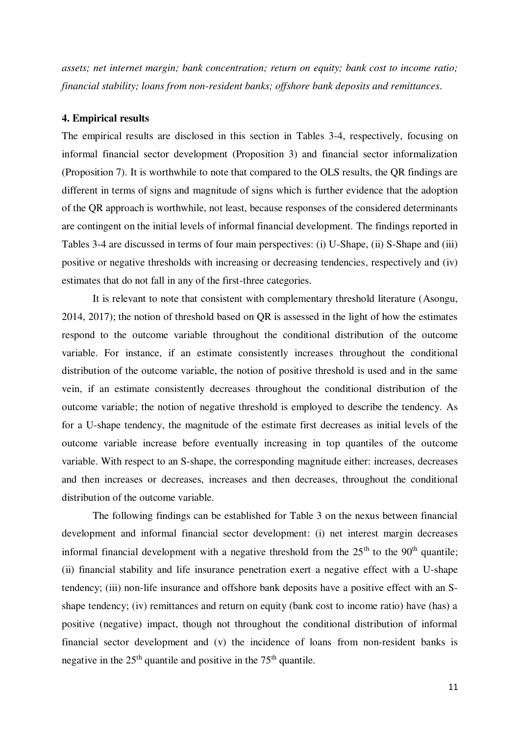*assets; net internet margin; bank concentration; return on equity; bank cost to income ratio; financial stability; loans from non-resident banks; offshore bank deposits and remittances*.

#### 4. Empirical results

The empirical results are disclosed in this section in Tables 3-4, respectively, focusing on informal financial sector development (Proposition 3) and financial sector informalization (Proposition 7). It is worthwhile to note that compared to the OLS results, the QR findings are different in terms of signs and magnitude of signs which is further evidence that the adoption of the QR approach is worthwhile, not least, because responses of the considered determinants are contingent on the initial levels of informal financial development. The findings reported in Tables 3-4 are discussed in terms of four main perspectives: (i) U-Shape, (ii) S-Shape and (iii) positive or negative thresholds with increasing or decreasing tendencies, respectively and (iv) estimates that do not fall in any of the first-three categories.

It is relevant to note that consistent with complementary threshold literature (Asongu, 2014, 2017); the notion of threshold based on QR is assessed in the light of how the estimates respond to the outcome variable throughout the conditional distribution of the outcome variable. For instance, if an estimate consistently increases throughout the conditional distribution of the outcome variable, the notion of positive threshold is used and in the same vein, if an estimate consistently decreases throughout the conditional distribution of the outcome variable; the notion of negative threshold is employed to describe the tendency. As for a U-shape tendency, the magnitude of the estimate first decreases as initial levels of the outcome variable increase before eventually increasing in top quantiles of the outcome variable. With respect to an S-shape, the corresponding magnitude either: increases, decreases and then increases or decreases, increases and then decreases, throughout the conditional distribution of the outcome variable.

The following findings can be established for Table 3 on the nexus between financial development and informal financial sector development: (i) net interest margin decreases informal financial development with a negative threshold from the 25$^{th}$ to the 90$^{th}$ quantile; (ii) financial stability and life insurance penetration exert a negative effect with a U-shape tendency; (iii) non-life insurance and offshore bank deposits have a positive effect with an S-shape tendency; (iv) remittances and return on equity (bank cost to income ratio) have (has) a positive (negative) impact, though not throughout the conditional distribution of informal financial sector development and (v) the incidence of loans from non-resident banks is negative in the 25$^{th}$ quantile and positive in the 75$^{th}$ quantile.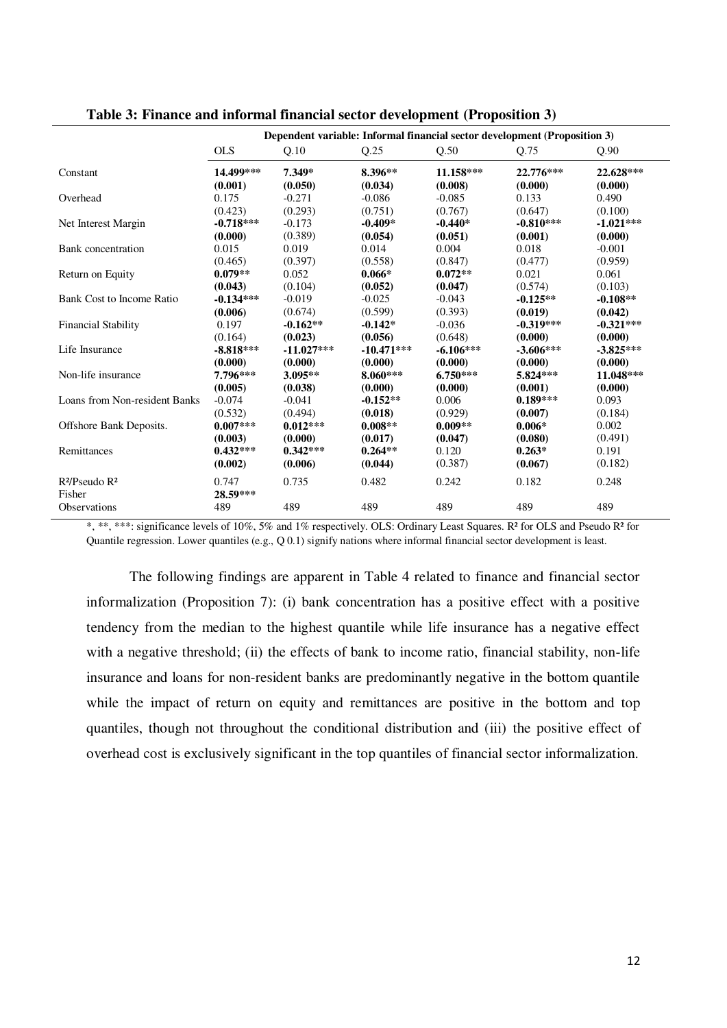**Table 3: Finance and informal financial sector development (Proposition 3)**

| | Dependent variable: Informal financial sector development (Proposition 3) | | | | | |
|---|---|---|---|---|---|---|
| | OLS | Q.10 | Q.25 | Q.50 | Q.75 | Q.90 |
| Constant | **14.499*** ** | **7.349*** | **8.396*** ** | **11.158*** ** | **22.776*** ** | **22.628*** ** |
| | **(0.001)** | **(0.050)** | **(0.034)** | **(0.008)** | **(0.000)** | **(0.000)** |
| Overhead | 0.175 | -0.271 | -0.086 | -0.085 | 0.133 | 0.490 |
| | (0.423) | (0.293) | (0.751) | (0.767) | (0.647) | (0.100) |
| Net Interest Margin | **-0.718*** ** | -0.173 | **-0.409*** | **-0.440*** | **-0.810*** ** | **-1.021*** ** |
| | **(0.000)** | (0.389) | **(0.054)** | **(0.051)** | **(0.001)** | **(0.000)** |
| Bank concentration | 0.015 | 0.019 | 0.014 | 0.004 | 0.018 | -0.001 |
| | (0.465) | (0.397) | (0.558) | (0.847) | (0.477) | (0.959) |
| Return on Equity | **0.079*** ** | 0.052 | **0.066*** | **0.072*** ** | 0.021 | 0.061 |
| | **(0.043)** | (0.104) | **(0.052)** | **(0.047)** | (0.574) | (0.103) |
| Bank Cost to Income Ratio | **-0.134*** ** | -0.019 | -0.025 | -0.043 | **-0.125*** ** | **-0.108*** ** |
| | **(0.006)** | (0.674) | (0.599) | (0.393) | **(0.019)** | **(0.042)** |
| Financial Stability | 0.197 | **-0.162*** ** | **-0.142*** | -0.036 | **-0.319*** ** | **-0.321*** ** |
| | (0.164) | **(0.023)** | **(0.056)** | (0.648) | **(0.000)** | **(0.000)** |
| Life Insurance | **-8.818*** ** | **-11.027*** ** | **-10.471*** ** | **-6.106*** ** | **-3.606*** ** | **-3.825*** ** |
| | **(0.000)** | **(0.000)** | **(0.000)** | **(0.000)** | **(0.000)** | **(0.000)** |
| Non-life insurance | **7.796*** ** | **3.095*** ** | **8.060*** ** | **6.750*** ** | **5.824*** ** | **11.048*** ** |
| | **(0.005)** | **(0.038)** | **(0.000)** | **(0.000)** | **(0.001)** | **(0.000)** |
| Loans from Non-resident Banks | -0.074 | -0.041 | **-0.152*** ** | 0.006 | **0.189*** ** | 0.093 |
| | (0.532) | (0.494) | **(0.018)** | (0.929) | **(0.007)** | (0.184) |
| Offshore Bank Deposits. | **0.007*** ** | **0.012*** ** | **0.008*** ** | **0.009*** ** | **0.006*** | 0.002 |
| | **(0.003)** | **(0.000)** | **(0.017)** | **(0.047)** | **(0.080)** | (0.491) |
| Remittances | **0.432*** ** | **0.342*** ** | **0.264*** ** | 0.120 | **0.263*** | 0.191 |
| | **(0.002)** | **(0.006)** | **(0.044)** | (0.387) | **(0.067)** | (0.182) |
| $R^2$/Pseudo $R^2$ | 0.747 | 0.735 | 0.482 | 0.242 | 0.182 | 0.248 |
| Fisher | **28.59*** ** | | | | | |
| Observations | 489 | 489 | 489 | 489 | 489 | 489 |

*, **, ***: significance levels of 10%, 5% and 1% respectively. OLS: Ordinary Least Squares. $R^2$ for OLS and Pseudo $R^2$ for Quantile regression. Lower quantiles (e.g., Q 0.1) signify nations where informal financial sector development is least.

The following findings are apparent in Table 4 related to finance and financial sector informalization (Proposition 7): (i) bank concentration has a positive effect with a positive tendency from the median to the highest quantile while life insurance has a negative effect with a negative threshold; (ii) the effects of bank to income ratio, financial stability, non-life insurance and loans for non-resident banks are predominantly negative in the bottom quantile while the impact of return on equity and remittances are positive in the bottom and top quantiles, though not throughout the conditional distribution and (iii) the positive effect of overhead cost is exclusively significant in the top quantiles of financial sector informalization.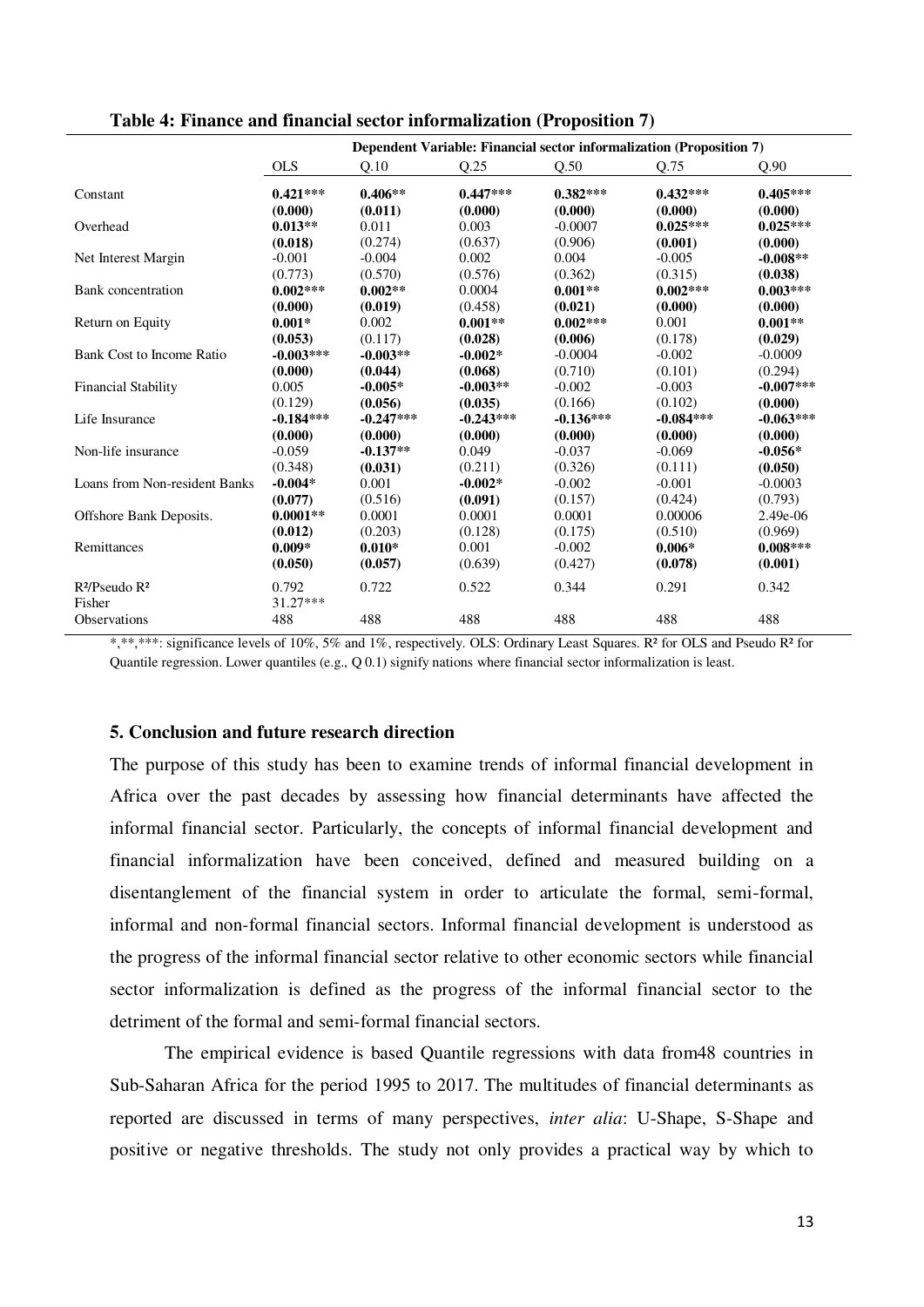**Table 4: Finance and financial sector informalization (Proposition 7)**

| | Dependent Variable: Financial sector informalization (Proposition 7) | | | | | |
|---|---|---|---|---|---|---|
| | OLS | Q.10 | Q.25 | Q.50 | Q.75 | Q.90 |
| Constant | **0.421*** ** | **0.406** ** | **0.447*** ** | **0.382*** ** | **0.432*** ** | **0.405*** ** |
| | **(0.000)** | **(0.011)** | **(0.000)** | **(0.000)** | **(0.000)** | **(0.000)** |
| Overhead | **0.013** ** | 0.011 | 0.003 | -0.0007 | **0.025*** ** | **0.025*** ** |
| | **(0.018)** | (0.274) | (0.637) | (0.906) | **(0.001)** | **(0.000)** |
| Net Interest Margin | -0.001 | -0.004 | 0.002 | 0.004 | -0.005 | **-0.008** ** |
| | (0.773) | (0.570) | (0.576) | (0.362) | (0.315) | **(0.038)** |
| Bank concentration | **0.002*** ** | **0.002** ** | 0.0004 | **0.001** ** | **0.002*** ** | **0.003*** ** |
| | **(0.000)** | **(0.019)** | (0.458) | **(0.021)** | **(0.000)** | **(0.000)** |
| Return on Equity | **0.001* ** | 0.002 | **0.001** ** | **0.002*** ** | 0.001 | **0.001** ** |
| | **(0.053)** | (0.117) | **(0.028)** | **(0.006)** | (0.178) | **(0.029)** |
| Bank Cost to Income Ratio | **-0.003*** ** | **-0.003** ** | **-0.002* ** | -0.0004 | -0.002 | -0.0009 |
| | **(0.000)** | **(0.044)** | **(0.068)** | (0.710) | (0.101) | (0.294) |
| Financial Stability | 0.005 | **-0.005* ** | **-0.003** ** | -0.002 | -0.003 | **-0.007*** ** |
| | (0.129) | **(0.056)** | **(0.035)** | (0.166) | (0.102) | **(0.000)** |
| Life Insurance | **-0.184*** ** | **-0.247*** ** | **-0.243*** ** | **-0.136*** ** | **-0.084*** ** | **-0.063*** ** |
| | **(0.000)** | **(0.000)** | **(0.000)** | **(0.000)** | **(0.000)** | **(0.000)** |
| Non-life insurance | -0.059 | **-0.137** ** | 0.049 | -0.037 | -0.069 | **-0.056* ** |
| | (0.348) | **(0.031)** | (0.211) | (0.326) | (0.111) | **(0.050)** |
| Loans from Non-resident Banks | **-0.004* ** | 0.001 | **-0.002* ** | -0.002 | -0.001 | -0.0003 |
| | **(0.077)** | (0.516) | **(0.091)** | (0.157) | (0.424) | (0.793) |
| Offshore Bank Deposits. | **0.0001** ** | 0.0001 | 0.0001 | 0.0001 | 0.00006 | 2.49e-06 |
| | **(0.012)** | (0.203) | (0.128) | (0.175) | (0.510) | (0.969) |
| Remittances | **0.009* ** | **0.010* ** | 0.001 | -0.002 | **0.006* ** | **0.008*** ** |
| | **(0.050)** | **(0.057)** | (0.639) | (0.427) | **(0.078)** | **(0.001)** |
| $R^2$/Pseudo $R^2$ | 0.792 | 0.722 | 0.522 | 0.344 | 0.291 | 0.342 |
| Fisher | 31.27*** | | | | | |
| Observations | 488 | 488 | 488 | 488 | 488 | 488 |

*,**,***: significance levels of 10%, 5% and 1%, respectively. OLS: Ordinary Least Squares. $R^2$ for OLS and Pseudo $R^2$ for Quantile regression. Lower quantiles (e.g., Q 0.1) signify nations where financial sector informalization is least.

### 5. Conclusion and future research direction

The purpose of this study has been to examine trends of informal financial development in Africa over the past decades by assessing how financial determinants have affected the informal financial sector. Particularly, the concepts of informal financial development and financial informalization have been conceived, defined and measured building on a disentanglement of the financial system in order to articulate the formal, semi-formal, informal and non-formal financial sectors. Informal financial development is understood as the progress of the informal financial sector relative to other economic sectors while financial sector informalization is defined as the progress of the informal financial sector to the detriment of the formal and semi-formal financial sectors.

The empirical evidence is based Quantile regressions with data from48 countries in Sub-Saharan Africa for the period 1995 to 2017. The multitudes of financial determinants as reported are discussed in terms of many perspectives, *inter alia*: U-Shape, S-Shape and positive or negative thresholds. The study not only provides a practical way by which to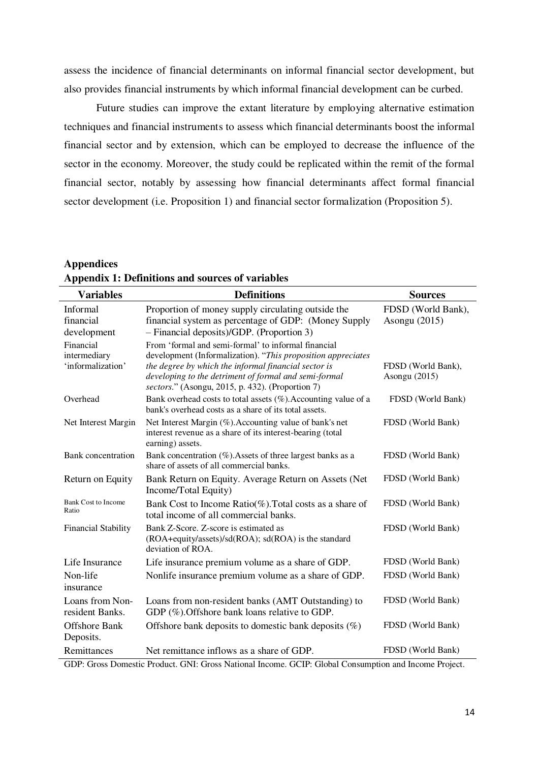assess the incidence of financial determinants on informal financial sector development, but also provides financial instruments by which informal financial development can be curbed.

Future studies can improve the extant literature by employing alternative estimation techniques and financial instruments to assess which financial determinants boost the informal financial sector and by extension, which can be employed to decrease the influence of the sector in the economy. Moreover, the study could be replicated within the remit of the formal financial sector, notably by assessing how financial determinants affect formal financial sector development (i.e. Proposition 1) and financial sector formalization (Proposition 5).

## Appendices

**Appendix 1: Definitions and sources of variables**

| Variables | Definitions | Sources |
|---|---|---|
| Informal financial development | Proportion of money supply circulating outside the financial system as percentage of GDP: (Money Supply – Financial deposits)/GDP. (Proportion 3) | FDSD (World Bank), Asongu (2015) |
| Financial intermediary 'informalization' | From 'formal and semi-formal' to informal financial development (Informalization). "*This proposition appreciates the degree by which the informal financial sector is developing to the detriment of formal and semi-formal sectors.*" (Asongu, 2015, p. 432). (Proportion 7) | FDSD (World Bank), Asongu (2015) |
| Overhead | Bank overhead costs to total assets (%).Accounting value of a bank's overhead costs as a share of its total assets. | FDSD (World Bank) |
| Net Interest Margin | Net Interest Margin (%).Accounting value of bank's net interest revenue as a share of its interest-bearing (total earning) assets. | FDSD (World Bank) |
| Bank concentration | Bank concentration (%).Assets of three largest banks as a share of assets of all commercial banks. | FDSD (World Bank) |
| Return on Equity | Bank Return on Equity. Average Return on Assets (Net Income/Total Equity) | FDSD (World Bank) |
| Bank Cost to Income Ratio | Bank Cost to Income Ratio(%).Total costs as a share of total income of all commercial banks. | FDSD (World Bank) |
| Financial Stability | Bank Z-Score. Z-score is estimated as (ROA+equity/assets)/sd(ROA); sd(ROA) is the standard deviation of ROA. | FDSD (World Bank) |
| Life Insurance | Life insurance premium volume as a share of GDP. | FDSD (World Bank) |
| Non-life insurance | Nonlife insurance premium volume as a share of GDP. | FDSD (World Bank) |
| Loans from Non-resident Banks. | Loans from non-resident banks (AMT Outstanding) to GDP (%).Offshore bank loans relative to GDP. | FDSD (World Bank) |
| Offshore Bank Deposits. | Offshore bank deposits to domestic bank deposits (%) | FDSD (World Bank) |
| Remittances | Net remittance inflows as a share of GDP. | FDSD (World Bank) |

GDP: Gross Domestic Product. GNI: Gross National Income. GCIP: Global Consumption and Income Project.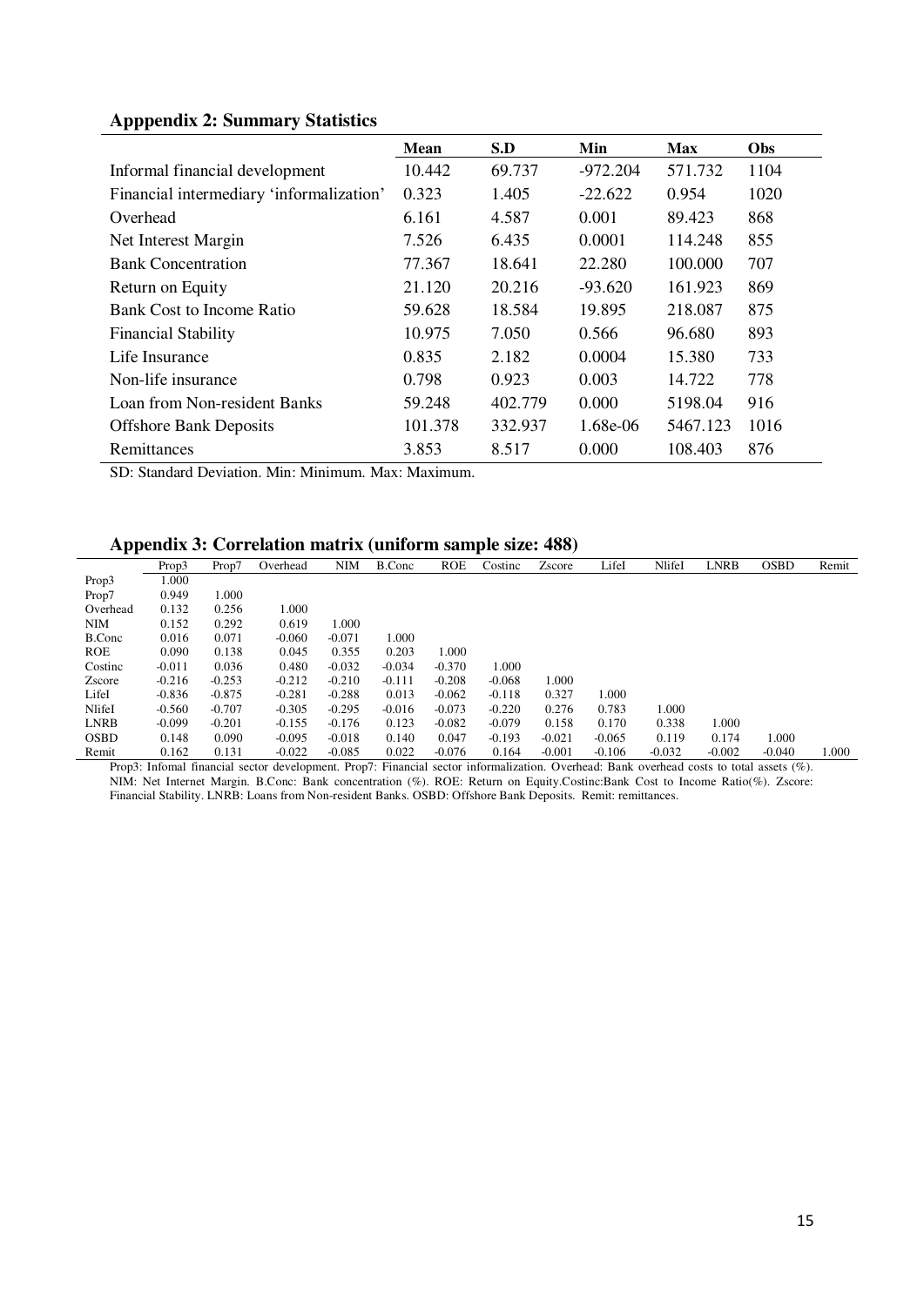### Apppendix 2: Summary Statistics

| | Mean | S.D | Min | Max | Obs |
|---|---|---|---|---|---|
| Informal financial development | 10.442 | 69.737 | -972.204 | 571.732 | 1104 |
| Financial intermediary 'informalization' | 0.323 | 1.405 | -22.622 | 0.954 | 1020 |
| Overhead | 6.161 | 4.587 | 0.001 | 89.423 | 868 |
| Net Interest Margin | 7.526 | 6.435 | 0.0001 | 114.248 | 855 |
| Bank Concentration | 77.367 | 18.641 | 22.280 | 100.000 | 707 |
| Return on Equity | 21.120 | 20.216 | -93.620 | 161.923 | 869 |
| Bank Cost to Income Ratio | 59.628 | 18.584 | 19.895 | 218.087 | 875 |
| Financial Stability | 10.975 | 7.050 | 0.566 | 96.680 | 893 |
| Life Insurance | 0.835 | 2.182 | 0.0004 | 15.380 | 733 |
| Non-life insurance | 0.798 | 0.923 | 0.003 | 14.722 | 778 |
| Loan from Non-resident Banks | 59.248 | 402.779 | 0.000 | 5198.04 | 916 |
| Offshore Bank Deposits | 101.378 | 332.937 | 1.68e-06 | 5467.123 | 1016 |
| Remittances | 3.853 | 8.517 | 0.000 | 108.403 | 876 |

SD: Standard Deviation. Min: Minimum. Max: Maximum.

### Appendix 3: Correlation matrix (uniform sample size: 488)

| | Prop3 | Prop7 | Overhead | NIM | B.Conc | ROE | Costinc | Zscore | LifeI | NlifeI | LNRB | OSBD | Remit |
|---|---|---|---|---|---|---|---|---|---|---|---|---|---|
| Prop3 | 1.000 | | | | | | | | | | | | |
| Prop7 | 0.949 | 1.000 | | | | | | | | | | | |
| Overhead | 0.132 | 0.256 | 1.000 | | | | | | | | | | |
| NIM | 0.152 | 0.292 | 0.619 | 1.000 | | | | | | | | | |
| B.Conc | 0.016 | 0.071 | -0.060 | -0.071 | 1.000 | | | | | | | | |
| ROE | 0.090 | 0.138 | 0.045 | 0.355 | 0.203 | 1.000 | | | | | | | |
| Costinc | -0.011 | 0.036 | 0.480 | -0.032 | -0.034 | -0.370 | 1.000 | | | | | | |
| Zscore | -0.216 | -0.253 | -0.212 | -0.210 | -0.111 | -0.208 | -0.068 | 1.000 | | | | | |
| LifeI | -0.836 | -0.875 | -0.281 | -0.288 | 0.013 | -0.062 | -0.118 | 0.327 | 1.000 | | | | |
| NlifeI | -0.560 | -0.707 | -0.305 | -0.295 | -0.016 | -0.073 | -0.220 | 0.276 | 0.783 | 1.000 | | | |
| LNRB | -0.099 | -0.201 | -0.155 | -0.176 | 0.123 | -0.082 | -0.079 | 0.158 | 0.170 | 0.338 | 1.000 | | |
| OSBD | 0.148 | 0.090 | -0.095 | -0.018 | 0.140 | 0.047 | -0.193 | -0.021 | -0.065 | 0.119 | 0.174 | 1.000 | |
| Remit | 0.162 | 0.131 | -0.022 | -0.085 | 0.022 | -0.076 | 0.164 | -0.001 | -0.106 | -0.032 | -0.002 | -0.040 | 1.000 |

Prop3: Infomal financial sector development. Prop7: Financial sector informalization. Overhead: Bank overhead costs to total assets (%). NIM: Net Internet Margin. B.Conc: Bank concentration (%). ROE: Return on Equity.Costinc:Bank Cost to Income Ratio(%). Zscore: Financial Stability. LNRB: Loans from Non-resident Banks. OSBD: Offshore Bank Deposits. Remit: remittances.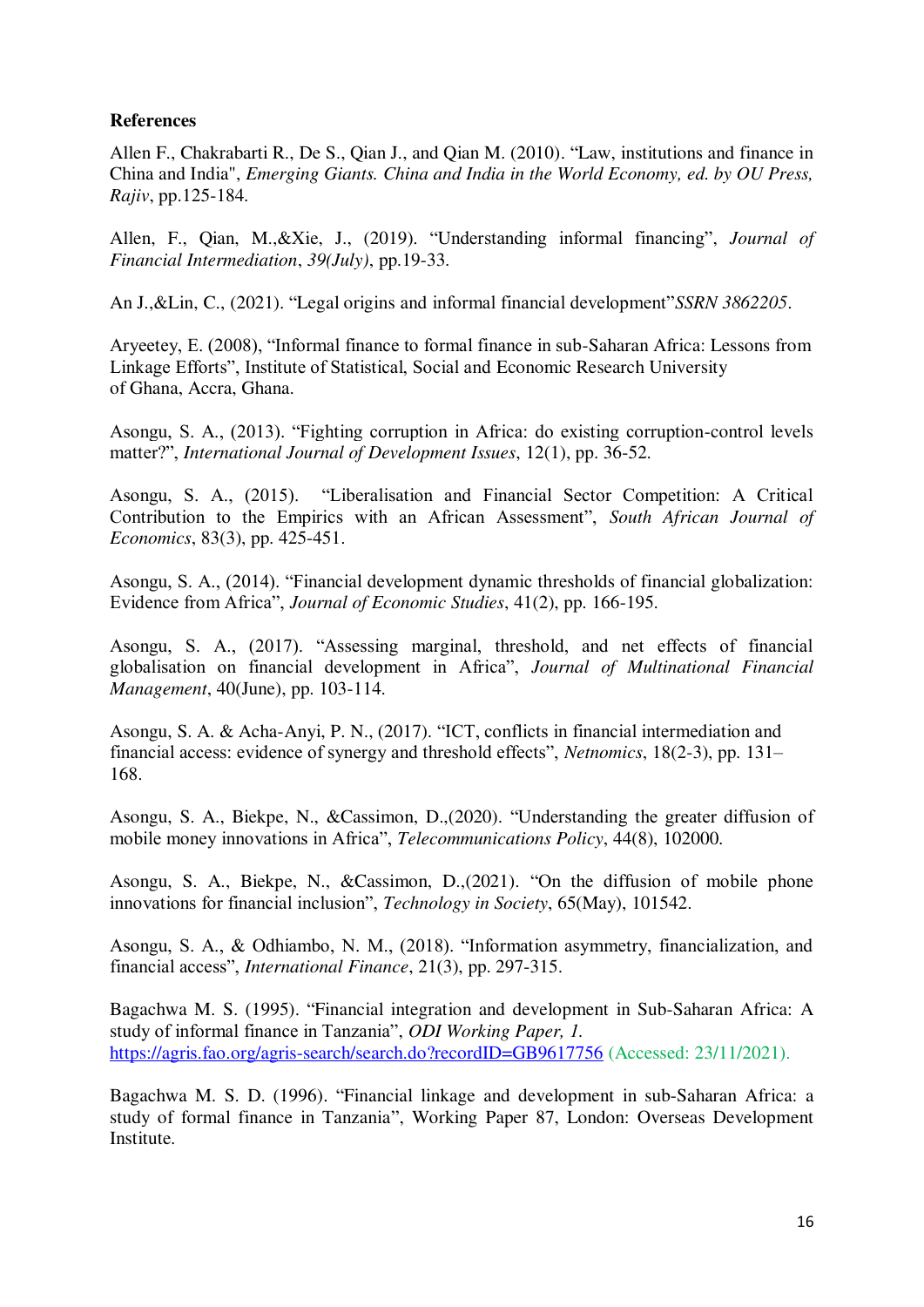**References**

Allen F., Chakrabarti R., De S., Qian J., and Qian M. (2010). "Law, institutions and finance in China and India", *Emerging Giants. China and India in the World Economy, ed. by OU Press, Rajiv*, pp.125-184.

Allen, F., Qian, M.,&Xie, J., (2019). "Understanding informal financing", *Journal of Financial Intermediation*, *39(July)*, pp.19-33.

An J.,&Lin, C., (2021). "Legal origins and informal financial development"*SSRN 3862205*.

Aryeetey, E. (2008), "Informal finance to formal finance in sub-Saharan Africa: Lessons from Linkage Efforts", Institute of Statistical, Social and Economic Research University of Ghana, Accra, Ghana.

Asongu, S. A., (2013). "Fighting corruption in Africa: do existing corruption-control levels matter?", *International Journal of Development Issues*, 12(1), pp. 36-52.

Asongu, S. A., (2015). "Liberalisation and Financial Sector Competition: A Critical Contribution to the Empirics with an African Assessment", *South African Journal of Economics*, 83(3), pp. 425-451.

Asongu, S. A., (2014). "Financial development dynamic thresholds of financial globalization: Evidence from Africa", *Journal of Economic Studies*, 41(2), pp. 166-195.

Asongu, S. A., (2017). "Assessing marginal, threshold, and net effects of financial globalisation on financial development in Africa", *Journal of Multinational Financial Management*, 40(June), pp. 103-114.

Asongu, S. A. & Acha-Anyi, P. N., (2017). "ICT, conflicts in financial intermediation and financial access: evidence of synergy and threshold effects", *Netnomics*, 18(2-3), pp. 131–168.

Asongu, S. A., Biekpe, N., &Cassimon, D.,(2020). "Understanding the greater diffusion of mobile money innovations in Africa", *Telecommunications Policy*, 44(8), 102000.

Asongu, S. A., Biekpe, N., &Cassimon, D.,(2021). "On the diffusion of mobile phone innovations for financial inclusion", *Technology in Society*, 65(May), 101542.

Asongu, S. A., & Odhiambo, N. M., (2018). "Information asymmetry, financialization, and financial access", *International Finance*, 21(3), pp. 297-315.

Bagachwa M. S. (1995). "Financial integration and development in Sub-Saharan Africa: A study of informal finance in Tanzania", *ODI Working Paper, 1.* https://agris.fao.org/agris-search/search.do?recordID=GB9617756 (Accessed: 23/11/2021).

Bagachwa M. S. D. (1996). "Financial linkage and development in sub-Saharan Africa: a study of formal finance in Tanzania", Working Paper 87, London: Overseas Development Institute.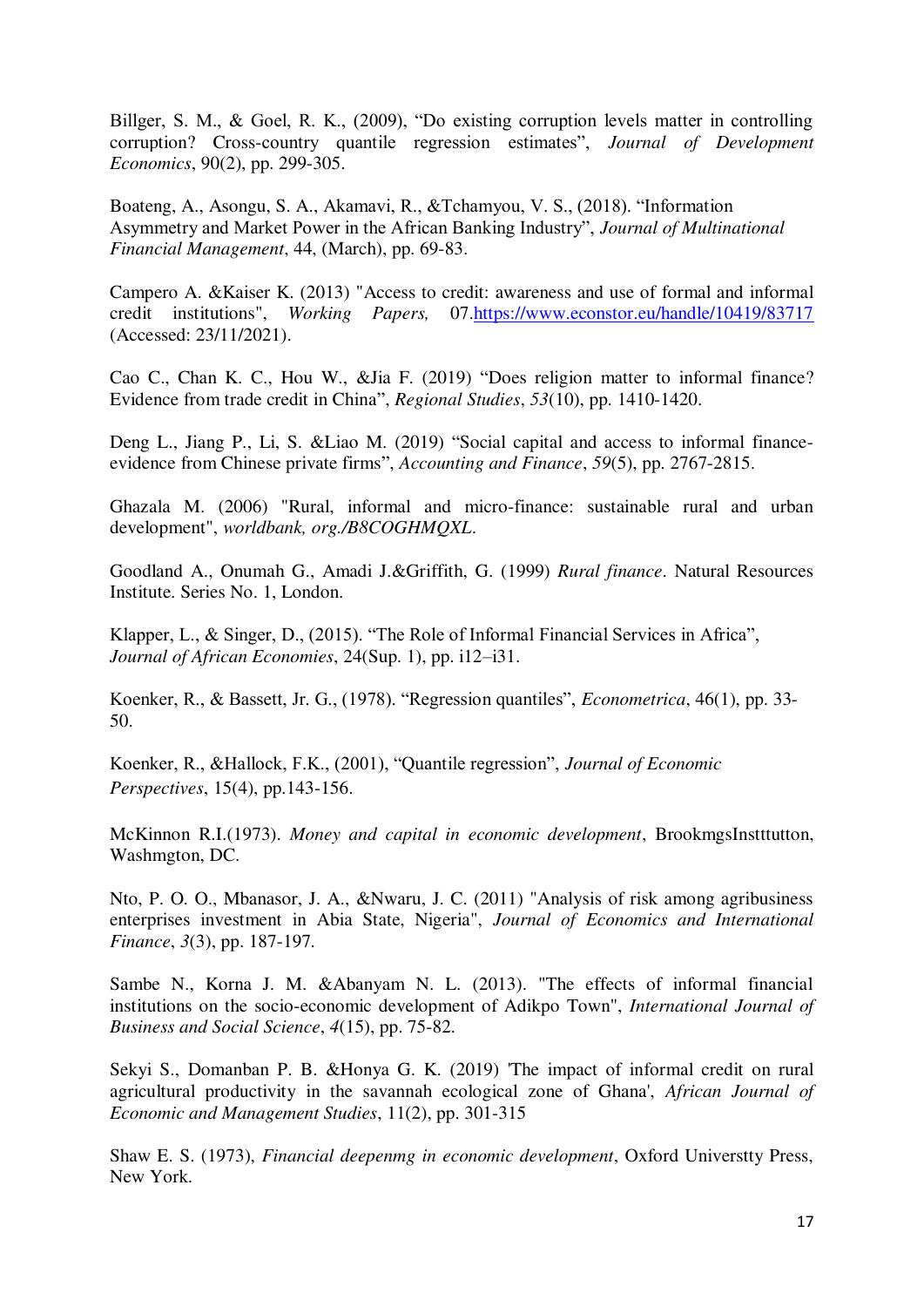Billger, S. M., & Goel, R. K., (2009), "Do existing corruption levels matter in controlling corruption? Cross-country quantile regression estimates", *Journal of Development Economics*, 90(2), pp. 299-305.

Boateng, A., Asongu, S. A., Akamavi, R., &Tchamyou, V. S., (2018). "Information Asymmetry and Market Power in the African Banking Industry", *Journal of Multinational Financial Management*, 44, (March), pp. 69-83.

Campero A. &Kaiser K. (2013) "Access to credit: awareness and use of formal and informal credit institutions", *Working Papers,* 07.https://www.econstor.eu/handle/10419/83717 (Accessed: 23/11/2021).

Cao C., Chan K. C., Hou W., &Jia F. (2019) "Does religion matter to informal finance? Evidence from trade credit in China", *Regional Studies*, *53*(10), pp. 1410-1420.

Deng L., Jiang P., Li, S. &Liao M. (2019) "Social capital and access to informal finance-evidence from Chinese private firms", *Accounting and Finance*, *59*(5), pp. 2767-2815.

Ghazala M. (2006) "Rural, informal and micro-finance: sustainable rural and urban development", *worldbank, org./B8COGHMQXL*.

Goodland A., Onumah G., Amadi J.&Griffith, G. (1999) *Rural finance*. Natural Resources Institute. Series No. 1, London.

Klapper, L., & Singer, D., (2015). "The Role of Informal Financial Services in Africa", *Journal of African Economies*, 24(Sup. 1), pp. i12–i31.

Koenker, R., & Bassett, Jr. G., (1978). "Regression quantiles", *Econometrica*, 46(1), pp. 33-50.

Koenker, R., &Hallock, F.K., (2001), "Quantile regression", *Journal of Economic Perspectives*, 15(4), pp.143-156.

McKinnon R.I.(1973). *Money and capital in economic development*, BrookmgsInstttutton, Washmgton, DC.

Nto, P. O. O., Mbanasor, J. A., &Nwaru, J. C. (2011) "Analysis of risk among agribusiness enterprises investment in Abia State, Nigeria", *Journal of Economics and International Finance*, *3*(3), pp. 187-197.

Sambe N., Korna J. M. &Abanyam N. L. (2013). "The effects of informal financial institutions on the socio-economic development of Adikpo Town", *International Journal of Business and Social Science*, *4*(15), pp. 75-82.

Sekyi S., Domanban P. B. &Honya G. K. (2019) 'The impact of informal credit on rural agricultural productivity in the savannah ecological zone of Ghana', *African Journal of Economic and Management Studies*, 11(2), pp. 301-315

Shaw E. S. (1973), *Financial deepenmg in economic development*, Oxford Universtty Press, New York.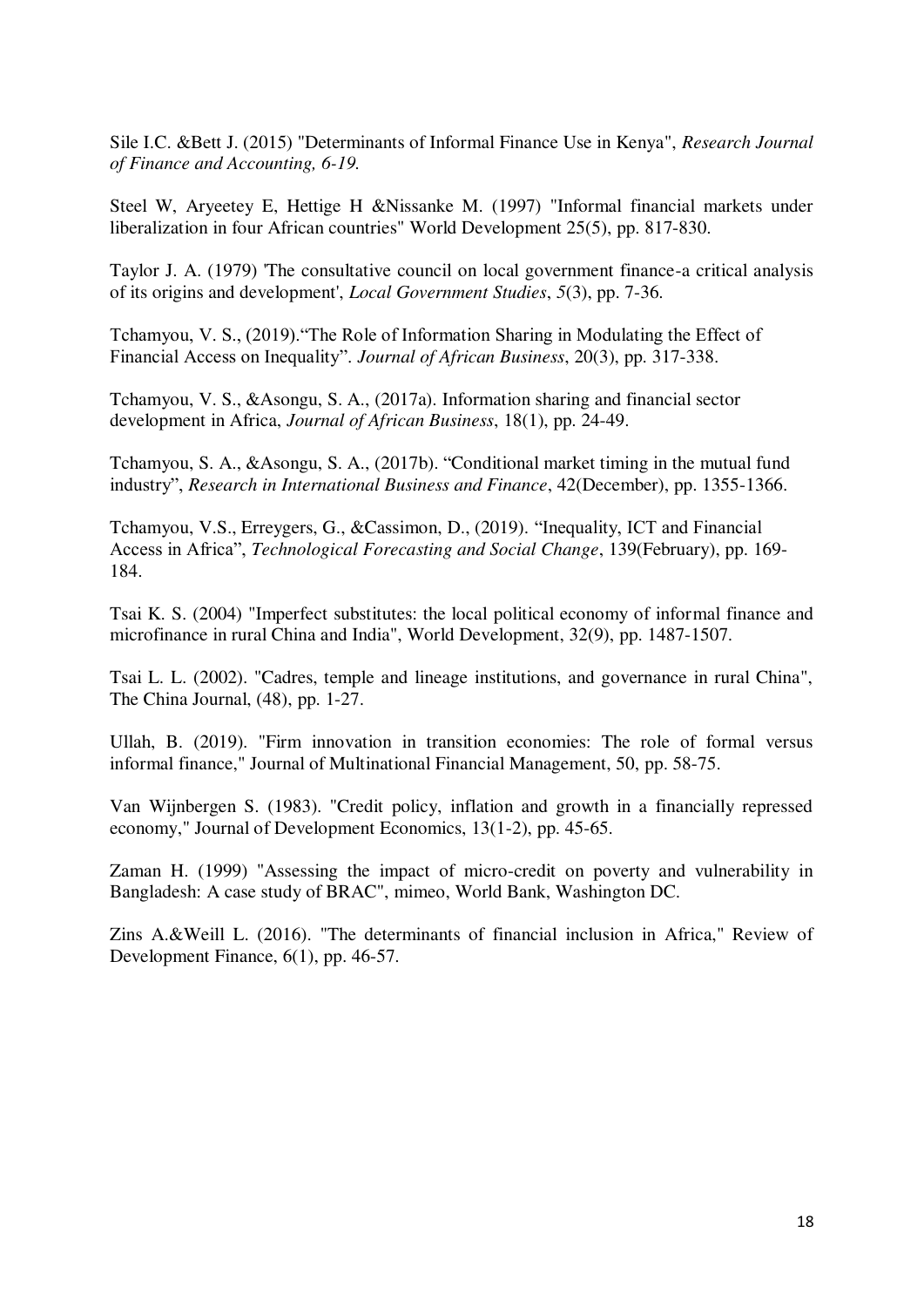Sile I.C. &Bett J. (2015) "Determinants of Informal Finance Use in Kenya", *Research Journal of Finance and Accounting, 6-19.*

Steel W, Aryeetey E, Hettige H &Nissanke M. (1997) "Informal financial markets under liberalization in four African countries" World Development 25(5), pp. 817-830.

Taylor J. A. (1979) 'The consultative council on local government finance-a critical analysis of its origins and development', *Local Government Studies*, *5*(3), pp. 7-36.

Tchamyou, V. S., (2019)."The Role of Information Sharing in Modulating the Effect of Financial Access on Inequality". *Journal of African Business*, 20(3), pp. 317-338.

Tchamyou, V. S., &Asongu, S. A., (2017a). Information sharing and financial sector development in Africa, *Journal of African Business*, 18(1), pp. 24-49.

Tchamyou, S. A., &Asongu, S. A., (2017b). "Conditional market timing in the mutual fund industry", *Research in International Business and Finance*, 42(December), pp. 1355-1366.

Tchamyou, V.S., Erreygers, G., &Cassimon, D., (2019). "Inequality, ICT and Financial Access in Africa", *Technological Forecasting and Social Change*, 139(February), pp. 169-184.

Tsai K. S. (2004) "Imperfect substitutes: the local political economy of informal finance and microfinance in rural China and India", World Development, 32(9), pp. 1487-1507.

Tsai L. L. (2002). "Cadres, temple and lineage institutions, and governance in rural China", The China Journal, (48), pp. 1-27.

Ullah, B. (2019). "Firm innovation in transition economies: The role of formal versus informal finance," Journal of Multinational Financial Management, 50, pp. 58-75.

Van Wijnbergen S. (1983). "Credit policy, inflation and growth in a financially repressed economy," Journal of Development Economics, 13(1-2), pp. 45-65.

Zaman H. (1999) "Assessing the impact of micro-credit on poverty and vulnerability in Bangladesh: A case study of BRAC", mimeo, World Bank, Washington DC.

Zins A.&Weill L. (2016). "The determinants of financial inclusion in Africa," Review of Development Finance, 6(1), pp. 46-57.